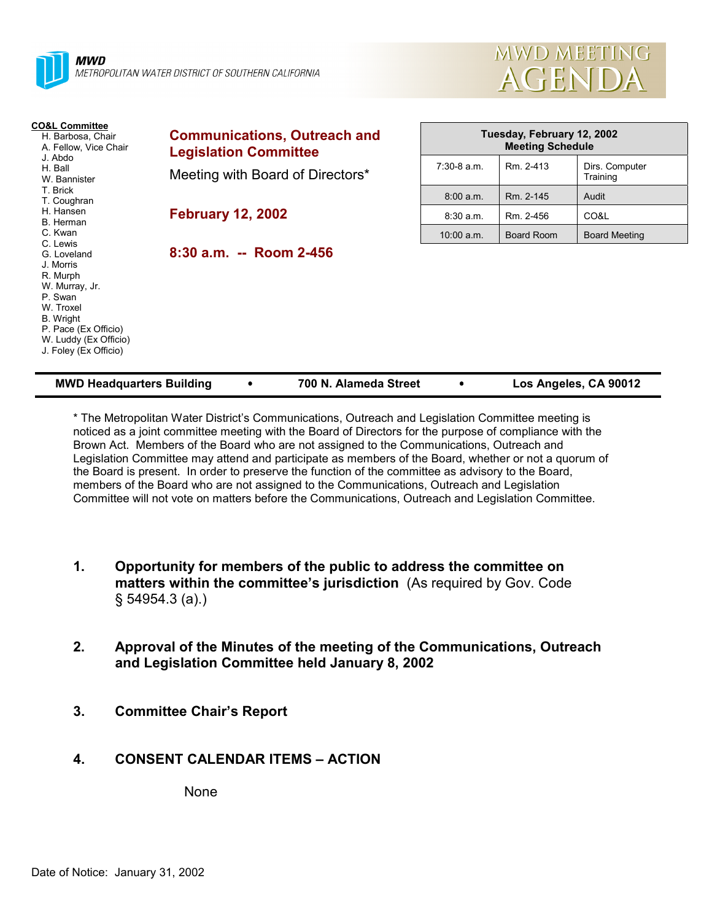**MWD**
*METROPOLITAN WATER DISTRICT OF SOUTHERN CALIFORNIA*

# MWD MEETING AGENDA

**CO&L Committee**
- H. Barbosa, Chair
- A. Fellow, Vice Chair
- J. Abdo
- H. Ball
- W. Bannister
- T. Brick
- T. Coughran
- H. Hansen
- B. Herman
- C. Kwan
- C. Lewis
- G. Loveland
- J. Morris
- R. Murph
- W. Murray, Jr.
- P. Swan
- W. Troxel
- B. Wright
- P. Pace (Ex Officio)
- W. Luddy (Ex Officio)
- J. Foley (Ex Officio)

## Communications, Outreach and Legislation Committee

Meeting with Board of Directors*

**February 12, 2002**

**8:30 a.m. -- Room 2-456**

| Tuesday, February 12, 2002 Meeting Schedule | | |
|---|---|---|
| 7:30-8 a.m. | Rm. 2-413 | Dirs. Computer Training |
| 8:00 a.m. | Rm. 2-145 | Audit |
| 8:30 a.m. | Rm. 2-456 | CO&L |
| 10:00 a.m. | Board Room | Board Meeting |

**MWD Headquarters Building • 700 N. Alameda Street • Los Angeles, CA 90012**

* The Metropolitan Water District's Communications, Outreach and Legislation Committee meeting is noticed as a joint committee meeting with the Board of Directors for the purpose of compliance with the Brown Act. Members of the Board who are not assigned to the Communications, Outreach and Legislation Committee may attend and participate as members of the Board, whether or not a quorum of the Board is present. In order to preserve the function of the committee as advisory to the Board, members of the Board who are not assigned to the Communications, Outreach and Legislation Committee will not vote on matters before the Communications, Outreach and Legislation Committee.

1. **Opportunity for members of the public to address the committee on matters within the committee's jurisdiction** (As required by Gov. Code § 54954.3 (a).)

2. **Approval of the Minutes of the meeting of the Communications, Outreach and Legislation Committee held January 8, 2002**

3. **Committee Chair's Report**

4. **CONSENT CALENDAR ITEMS – ACTION**

   None

Date of Notice: January 31, 2002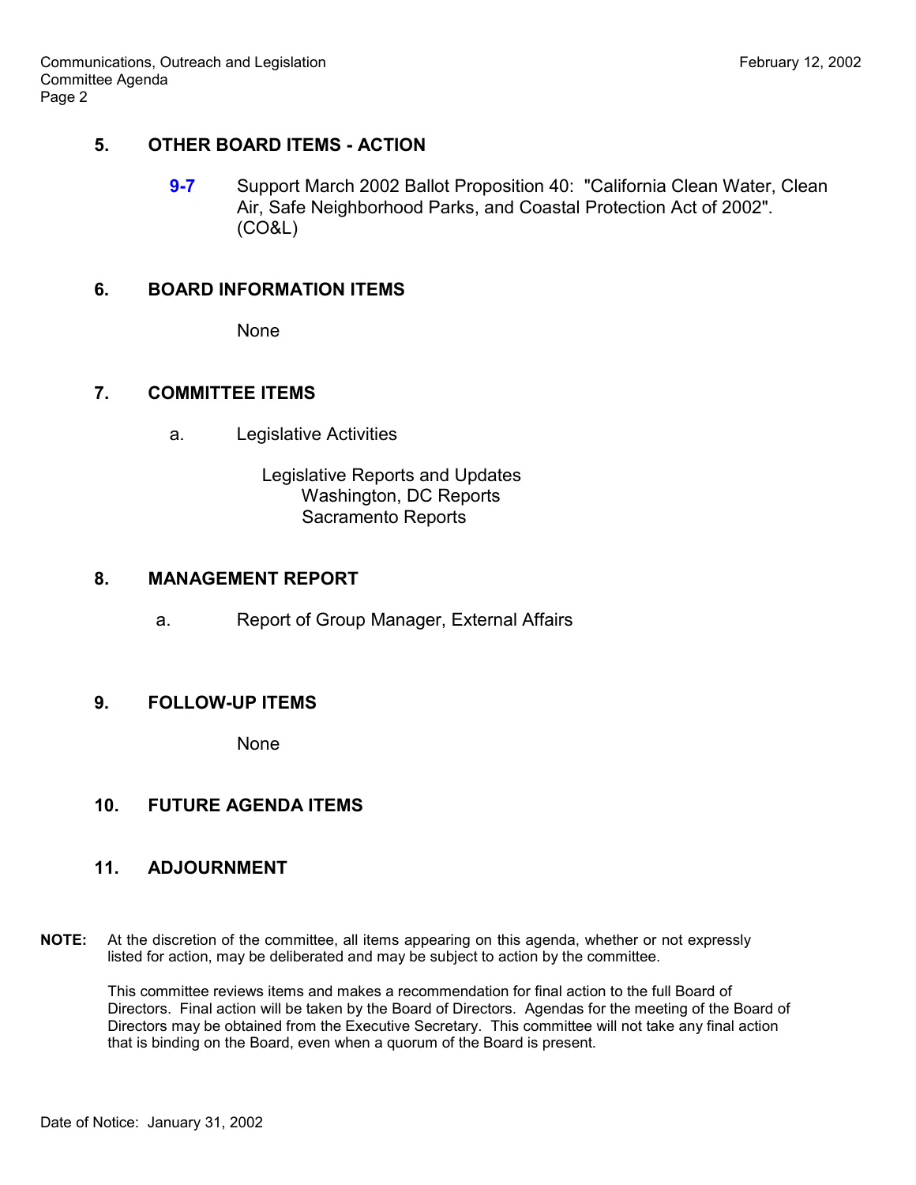## 5. OTHER BOARD ITEMS - ACTION

**9-7** Support March 2002 Ballot Proposition 40: "California Clean Water, Clean Air, Safe Neighborhood Parks, and Coastal Protection Act of 2002". (CO&L)

## 6. BOARD INFORMATION ITEMS

None

## 7. COMMITTEE ITEMS

a. Legislative Activities

Legislative Reports and Updates
- Washington, DC Reports
- Sacramento Reports

## 8. MANAGEMENT REPORT

a. Report of Group Manager, External Affairs

## 9. FOLLOW-UP ITEMS

None

## 10. FUTURE AGENDA ITEMS

## 11. ADJOURNMENT

**NOTE:** At the discretion of the committee, all items appearing on this agenda, whether or not expressly listed for action, may be deliberated and may be subject to action by the committee.

This committee reviews items and makes a recommendation for final action to the full Board of Directors. Final action will be taken by the Board of Directors. Agendas for the meeting of the Board of Directors may be obtained from the Executive Secretary. This committee will not take any final action that is binding on the Board, even when a quorum of the Board is present.

Date of Notice: January 31, 2002